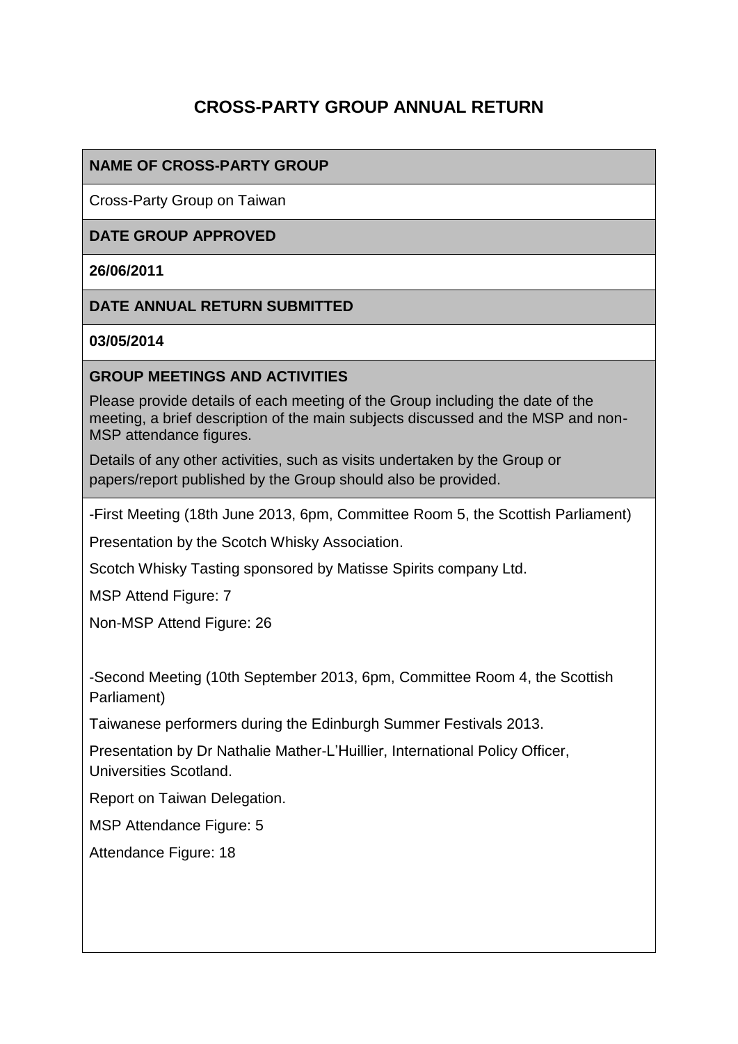# CROSS-PARTY GROUP ANNUAL RETURN

**NAME OF CROSS-PARTY GROUP**

Cross-Party Group on Taiwan

**DATE GROUP APPROVED**

**26/06/2011**

**DATE ANNUAL RETURN SUBMITTED**

**03/05/2014**

**GROUP MEETINGS AND ACTIVITIES**

Please provide details of each meeting of the Group including the date of the meeting, a brief description of the main subjects discussed and the MSP and non-MSP attendance figures.

Details of any other activities, such as visits undertaken by the Group or papers/report published by the Group should also be provided.

-First Meeting (18th June 2013, 6pm, Committee Room 5, the Scottish Parliament)

Presentation by the Scotch Whisky Association.

Scotch Whisky Tasting sponsored by Matisse Spirits company Ltd.

MSP Attend Figure: 7

Non-MSP Attend Figure: 26

-Second Meeting (10th September 2013, 6pm, Committee Room 4, the Scottish Parliament)

Taiwanese performers during the Edinburgh Summer Festivals 2013.

Presentation by Dr Nathalie Mather-L'Huillier, International Policy Officer, Universities Scotland.

Report on Taiwan Delegation.

MSP Attendance Figure: 5

Attendance Figure: 18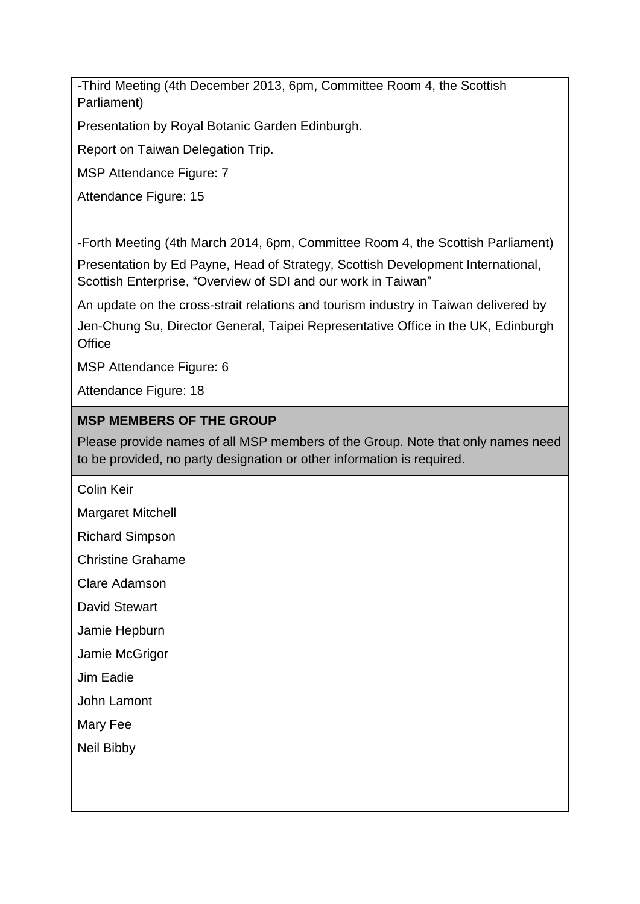-Third Meeting (4th December 2013, 6pm, Committee Room 4, the Scottish Parliament)

Presentation by Royal Botanic Garden Edinburgh.

Report on Taiwan Delegation Trip.

MSP Attendance Figure: 7

Attendance Figure: 15

-Forth Meeting (4th March 2014, 6pm, Committee Room 4, the Scottish Parliament)

Presentation by Ed Payne, Head of Strategy, Scottish Development International, Scottish Enterprise, "Overview of SDI and our work in Taiwan"

An update on the cross-strait relations and tourism industry in Taiwan delivered by Jen-Chung Su, Director General, Taipei Representative Office in the UK, Edinburgh Office

MSP Attendance Figure: 6

Attendance Figure: 18

**MSP MEMBERS OF THE GROUP**

Please provide names of all MSP members of the Group. Note that only names need to be provided, no party designation or other information is required.

Colin Keir

Margaret Mitchell

Richard Simpson

Christine Grahame

Clare Adamson

David Stewart

Jamie Hepburn

Jamie McGrigor

Jim Eadie

John Lamont

Mary Fee

Neil Bibby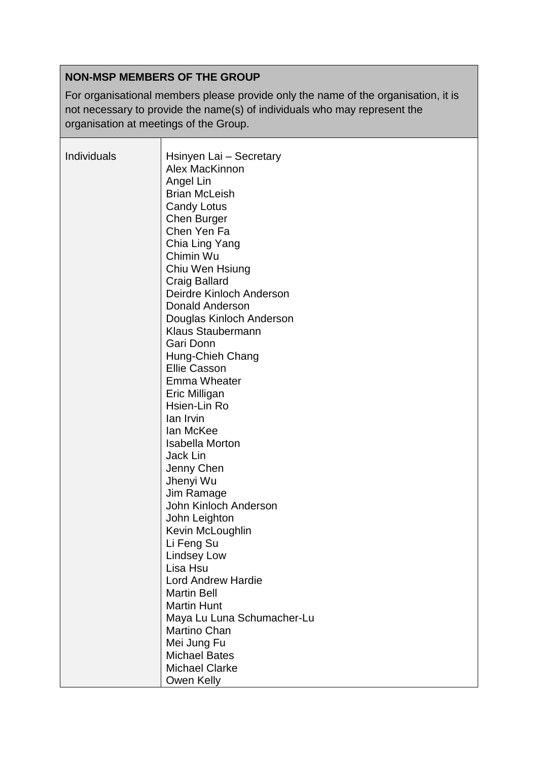| **NON-MSP MEMBERS OF THE GROUP**<br><br>For organisational members please provide only the name of the organisation, it is not necessary to provide the name(s) of individuals who may represent the organisation at meetings of the Group. | |
|---|---|
| Individuals | Hsinyen Lai – Secretary<br>Alex MacKinnon<br>Angel Lin<br>Brian McLeish<br>Candy Lotus<br>Chen Burger<br>Chen Yen Fa<br>Chia Ling Yang<br>Chimin Wu<br>Chiu Wen Hsiung<br>Craig Ballard<br>Deirdre Kinloch Anderson<br>Donald Anderson<br>Douglas Kinloch Anderson<br>Klaus Staubermann<br>Gari Donn<br>Hung-Chieh Chang<br>Ellie Casson<br>Emma Wheater<br>Eric Milligan<br>Hsien-Lin Ro<br>Ian Irvin<br>Ian McKee<br>Isabella Morton<br>Jack Lin<br>Jenny Chen<br>Jhenyi Wu<br>Jim Ramage<br>John Kinloch Anderson<br>John Leighton<br>Kevin McLoughlin<br>Li Feng Su<br>Lindsey Low<br>Lisa Hsu<br>Lord Andrew Hardie<br>Martin Bell<br>Martin Hunt<br>Maya Lu Luna Schumacher-Lu<br>Martino Chan<br>Mei Jung Fu<br>Michael Bates<br>Michael Clarke<br>Owen Kelly |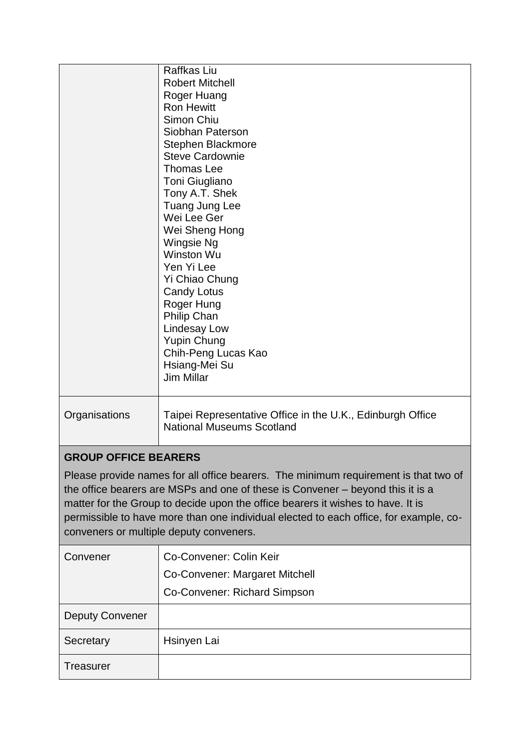| | |
|---|---|
| | Raffkas Liu<br>Robert Mitchell<br>Roger Huang<br>Ron Hewitt<br>Simon Chiu<br>Siobhan Paterson<br>Stephen Blackmore<br>Steve Cardownie<br>Thomas Lee<br>Toni Giugliano<br>Tony A.T. Shek<br>Tuang Jung Lee<br>Wei Lee Ger<br>Wei Sheng Hong<br>Wingsie Ng<br>Winston Wu<br>Yen Yi Lee<br>Yi Chiao Chung<br>Candy Lotus<br>Roger Hung<br>Philip Chan<br>Lindesay Low<br>Yupin Chung<br>Chih-Peng Lucas Kao<br>Hsiang-Mei Su<br>Jim Millar |
| Organisations | Taipei Representative Office in the U.K., Edinburgh Office<br>National Museums Scotland |

**GROUP OFFICE BEARERS**

Please provide names for all office bearers. The minimum requirement is that two of the office bearers are MSPs and one of these is Convener – beyond this it is a matter for the Group to decide upon the office bearers it wishes to have. It is permissible to have more than one individual elected to each office, for example, co-conveners or multiple deputy conveners.

| | |
|---|---|
| Convener | Co-Convener: Colin Keir<br>Co-Convener: Margaret Mitchell<br>Co-Convener: Richard Simpson |
| Deputy Convener | |
| Secretary | Hsinyen Lai |
| Treasurer | |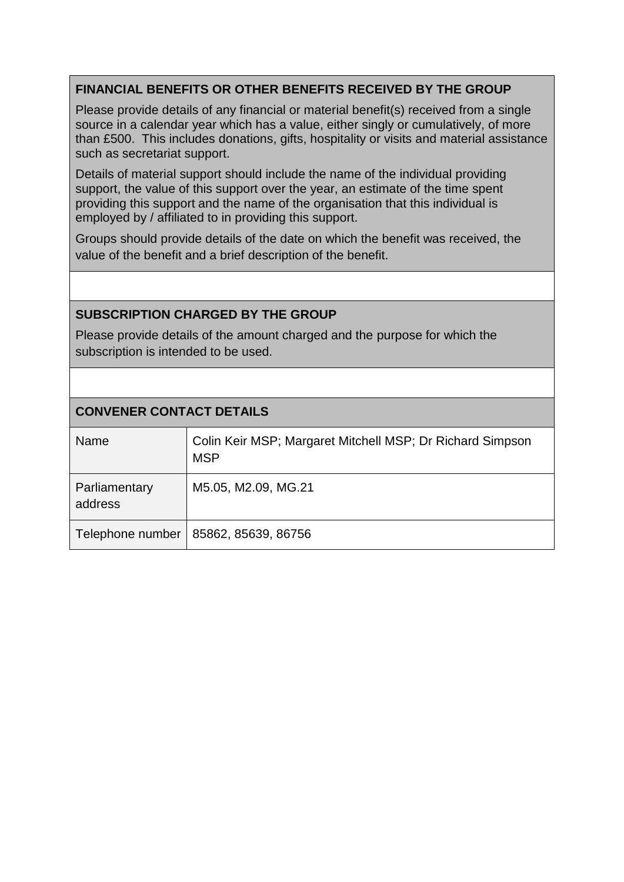**FINANCIAL BENEFITS OR OTHER BENEFITS RECEIVED BY THE GROUP**

Please provide details of any financial or material benefit(s) received from a single source in a calendar year which has a value, either singly or cumulatively, of more than £500. This includes donations, gifts, hospitality or visits and material assistance such as secretariat support.

Details of material support should include the name of the individual providing support, the value of this support over the year, an estimate of the time spent providing this support and the name of the organisation that this individual is employed by / affiliated to in providing this support.

Groups should provide details of the date on which the benefit was received, the value of the benefit and a brief description of the benefit.

**SUBSCRIPTION CHARGED BY THE GROUP**

Please provide details of the amount charged and the purpose for which the subscription is intended to be used.

**CONVENER CONTACT DETAILS**

| | |
|---|---|
| Name | Colin Keir MSP; Margaret Mitchell MSP; Dr Richard Simpson MSP |
| Parliamentary address | M5.05, M2.09, MG.21 |
| Telephone number | 85862, 85639, 86756 |